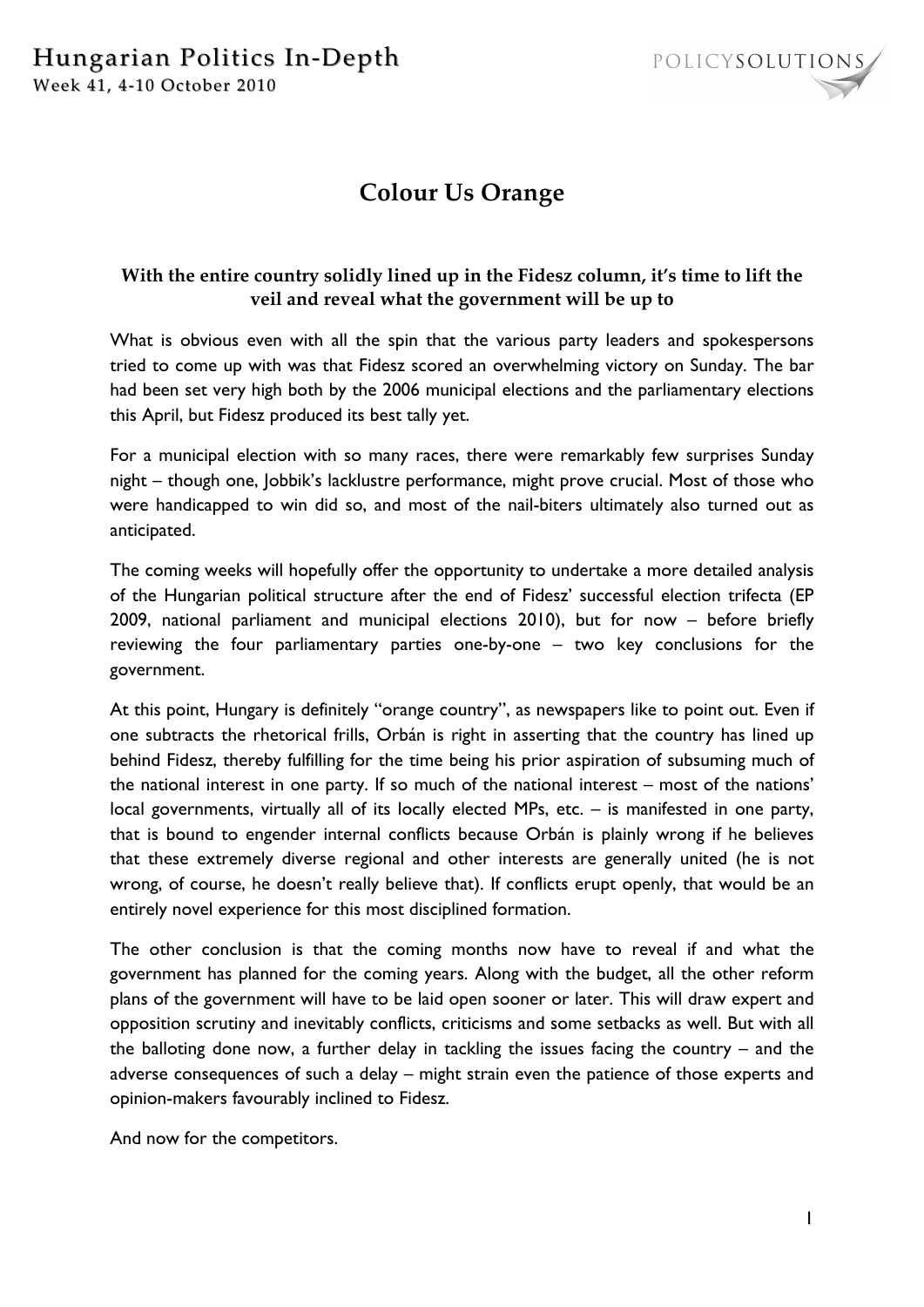# Colour Us Orange

**With the entire country solidly lined up in the Fidesz column, it's time to lift the veil and reveal what the government will be up to**

What is obvious even with all the spin that the various party leaders and spokespersons tried to come up with was that Fidesz scored an overwhelming victory on Sunday. The bar had been set very high both by the 2006 municipal elections and the parliamentary elections this April, but Fidesz produced its best tally yet.

For a municipal election with so many races, there were remarkably few surprises Sunday night – though one, Jobbik's lacklustre performance, might prove crucial. Most of those who were handicapped to win did so, and most of the nail-biters ultimately also turned out as anticipated.

The coming weeks will hopefully offer the opportunity to undertake a more detailed analysis of the Hungarian political structure after the end of Fidesz' successful election trifecta (EP 2009, national parliament and municipal elections 2010), but for now – before briefly reviewing the four parliamentary parties one-by-one – two key conclusions for the government.

At this point, Hungary is definitely "orange country", as newspapers like to point out. Even if one subtracts the rhetorical frills, Orbán is right in asserting that the country has lined up behind Fidesz, thereby fulfilling for the time being his prior aspiration of subsuming much of the national interest in one party. If so much of the national interest – most of the nations' local governments, virtually all of its locally elected MPs, etc. – is manifested in one party, that is bound to engender internal conflicts because Orbán is plainly wrong if he believes that these extremely diverse regional and other interests are generally united (he is not wrong, of course, he doesn't really believe that). If conflicts erupt openly, that would be an entirely novel experience for this most disciplined formation.

The other conclusion is that the coming months now have to reveal if and what the government has planned for the coming years. Along with the budget, all the other reform plans of the government will have to be laid open sooner or later. This will draw expert and opposition scrutiny and inevitably conflicts, criticisms and some setbacks as well. But with all the balloting done now, a further delay in tackling the issues facing the country – and the adverse consequences of such a delay – might strain even the patience of those experts and opinion-makers favourably inclined to Fidesz.

And now for the competitors.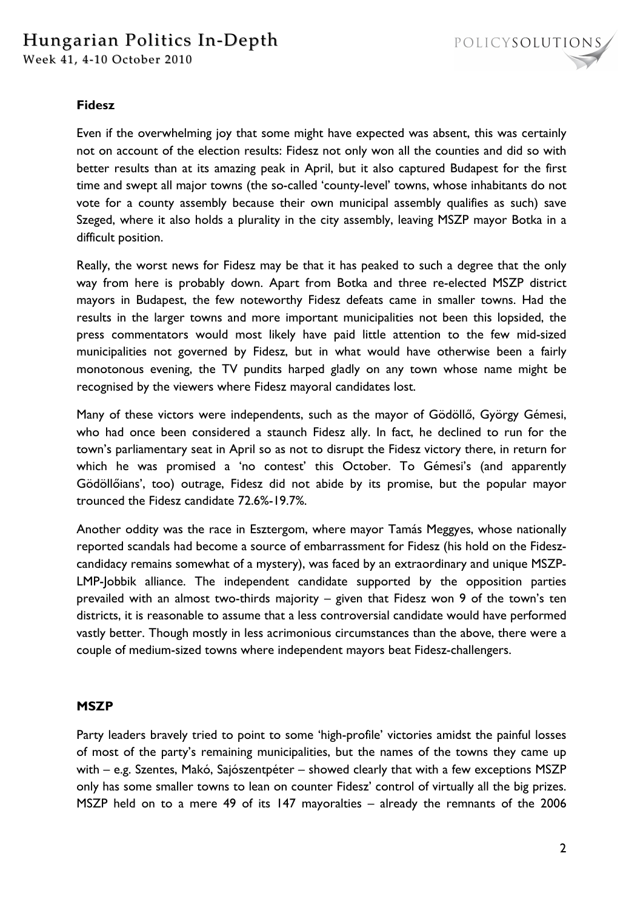**Fidesz**

Even if the overwhelming joy that some might have expected was absent, this was certainly not on account of the election results: Fidesz not only won all the counties and did so with better results than at its amazing peak in April, but it also captured Budapest for the first time and swept all major towns (the so-called 'county-level' towns, whose inhabitants do not vote for a county assembly because their own municipal assembly qualifies as such) save Szeged, where it also holds a plurality in the city assembly, leaving MSZP mayor Botka in a difficult position.

Really, the worst news for Fidesz may be that it has peaked to such a degree that the only way from here is probably down. Apart from Botka and three re-elected MSZP district mayors in Budapest, the few noteworthy Fidesz defeats came in smaller towns. Had the results in the larger towns and more important municipalities not been this lopsided, the press commentators would most likely have paid little attention to the few mid-sized municipalities not governed by Fidesz, but in what would have otherwise been a fairly monotonous evening, the TV pundits harped gladly on any town whose name might be recognised by the viewers where Fidesz mayoral candidates lost.

Many of these victors were independents, such as the mayor of Gödöllő, György Gémesi, who had once been considered a staunch Fidesz ally. In fact, he declined to run for the town's parliamentary seat in April so as not to disrupt the Fidesz victory there, in return for which he was promised a 'no contest' this October. To Gémesi's (and apparently Gödöllőians', too) outrage, Fidesz did not abide by its promise, but the popular mayor trounced the Fidesz candidate 72.6%-19.7%.

Another oddity was the race in Esztergom, where mayor Tamás Meggyes, whose nationally reported scandals had become a source of embarrassment for Fidesz (his hold on the Fidesz-candidacy remains somewhat of a mystery), was faced by an extraordinary and unique MSZP-LMP-Jobbik alliance. The independent candidate supported by the opposition parties prevailed with an almost two-thirds majority – given that Fidesz won 9 of the town's ten districts, it is reasonable to assume that a less controversial candidate would have performed vastly better. Though mostly in less acrimonious circumstances than the above, there were a couple of medium-sized towns where independent mayors beat Fidesz-challengers.

**MSZP**

Party leaders bravely tried to point to some 'high-profile' victories amidst the painful losses of most of the party's remaining municipalities, but the names of the towns they came up with – e.g. Szentes, Makó, Sajószentpéter – showed clearly that with a few exceptions MSZP only has some smaller towns to lean on counter Fidesz' control of virtually all the big prizes. MSZP held on to a mere 49 of its 147 mayoralties – already the remnants of the 2006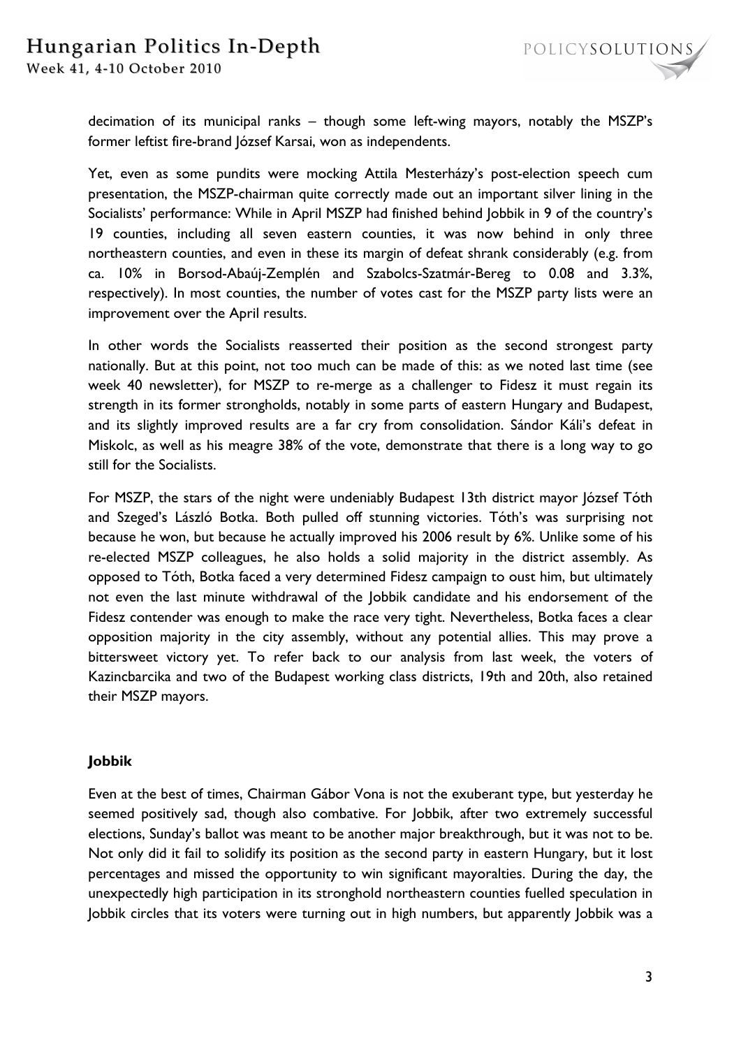decimation of its municipal ranks – though some left-wing mayors, notably the MSZP's former leftist fire-brand József Karsai, won as independents.

Yet, even as some pundits were mocking Attila Mesterházy's post-election speech cum presentation, the MSZP-chairman quite correctly made out an important silver lining in the Socialists' performance: While in April MSZP had finished behind Jobbik in 9 of the country's 19 counties, including all seven eastern counties, it was now behind in only three northeastern counties, and even in these its margin of defeat shrank considerably (e.g. from ca. 10% in Borsod-Abaúj-Zemplén and Szabolcs-Szatmár-Bereg to 0.08 and 3.3%, respectively). In most counties, the number of votes cast for the MSZP party lists were an improvement over the April results.

In other words the Socialists reasserted their position as the second strongest party nationally. But at this point, not too much can be made of this: as we noted last time (see week 40 newsletter), for MSZP to re-merge as a challenger to Fidesz it must regain its strength in its former strongholds, notably in some parts of eastern Hungary and Budapest, and its slightly improved results are a far cry from consolidation. Sándor Káli's defeat in Miskolc, as well as his meagre 38% of the vote, demonstrate that there is a long way to go still for the Socialists.

For MSZP, the stars of the night were undeniably Budapest 13th district mayor József Tóth and Szeged's László Botka. Both pulled off stunning victories. Tóth's was surprising not because he won, but because he actually improved his 2006 result by 6%. Unlike some of his re-elected MSZP colleagues, he also holds a solid majority in the district assembly. As opposed to Tóth, Botka faced a very determined Fidesz campaign to oust him, but ultimately not even the last minute withdrawal of the Jobbik candidate and his endorsement of the Fidesz contender was enough to make the race very tight. Nevertheless, Botka faces a clear opposition majority in the city assembly, without any potential allies. This may prove a bittersweet victory yet. To refer back to our analysis from last week, the voters of Kazincbarcika and two of the Budapest working class districts, 19th and 20th, also retained their MSZP mayors.

**Jobbik**

Even at the best of times, Chairman Gábor Vona is not the exuberant type, but yesterday he seemed positively sad, though also combative. For Jobbik, after two extremely successful elections, Sunday's ballot was meant to be another major breakthrough, but it was not to be. Not only did it fail to solidify its position as the second party in eastern Hungary, but it lost percentages and missed the opportunity to win significant mayoralties. During the day, the unexpectedly high participation in its stronghold northeastern counties fuelled speculation in Jobbik circles that its voters were turning out in high numbers, but apparently Jobbik was a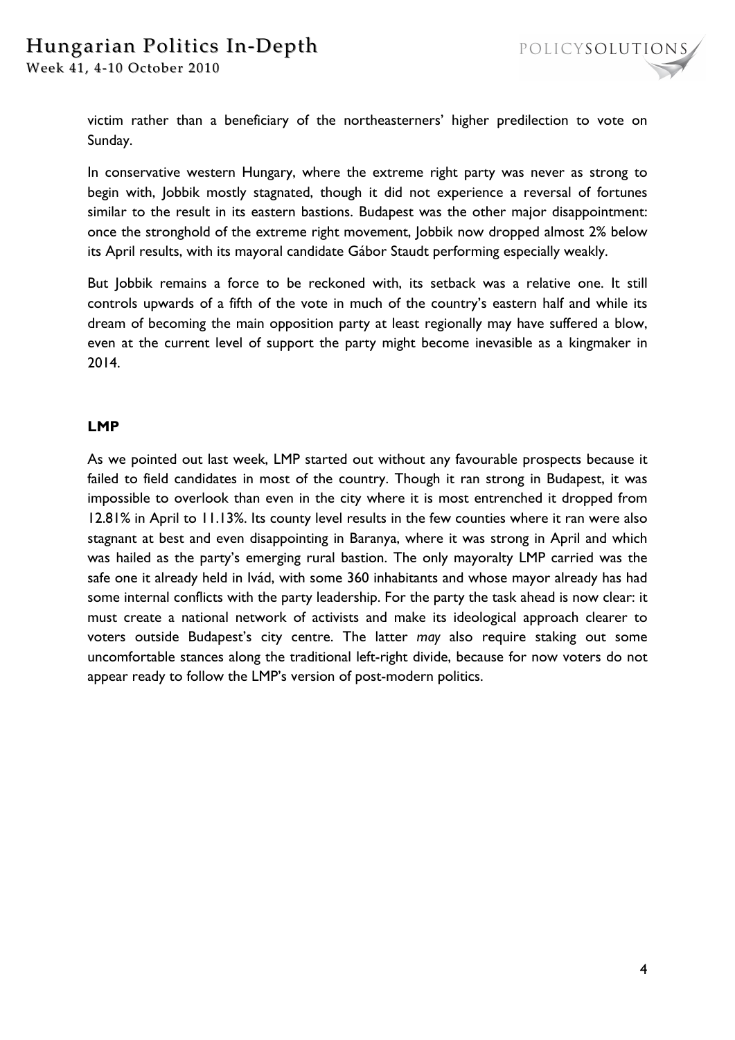victim rather than a beneficiary of the northeasterners' higher predilection to vote on Sunday.

In conservative western Hungary, where the extreme right party was never as strong to begin with, Jobbik mostly stagnated, though it did not experience a reversal of fortunes similar to the result in its eastern bastions. Budapest was the other major disappointment: once the stronghold of the extreme right movement, Jobbik now dropped almost 2% below its April results, with its mayoral candidate Gábor Staudt performing especially weakly.

But Jobbik remains a force to be reckoned with, its setback was a relative one. It still controls upwards of a fifth of the vote in much of the country's eastern half and while its dream of becoming the main opposition party at least regionally may have suffered a blow, even at the current level of support the party might become inevasible as a kingmaker in 2014.

**LMP**

As we pointed out last week, LMP started out without any favourable prospects because it failed to field candidates in most of the country. Though it ran strong in Budapest, it was impossible to overlook than even in the city where it is most entrenched it dropped from 12.81% in April to 11.13%. Its county level results in the few counties where it ran were also stagnant at best and even disappointing in Baranya, where it was strong in April and which was hailed as the party's emerging rural bastion. The only mayoralty LMP carried was the safe one it already held in Ivád, with some 360 inhabitants and whose mayor already has had some internal conflicts with the party leadership. For the party the task ahead is now clear: it must create a national network of activists and make its ideological approach clearer to voters outside Budapest's city centre. The latter *may* also require staking out some uncomfortable stances along the traditional left-right divide, because for now voters do not appear ready to follow the LMP's version of post-modern politics.